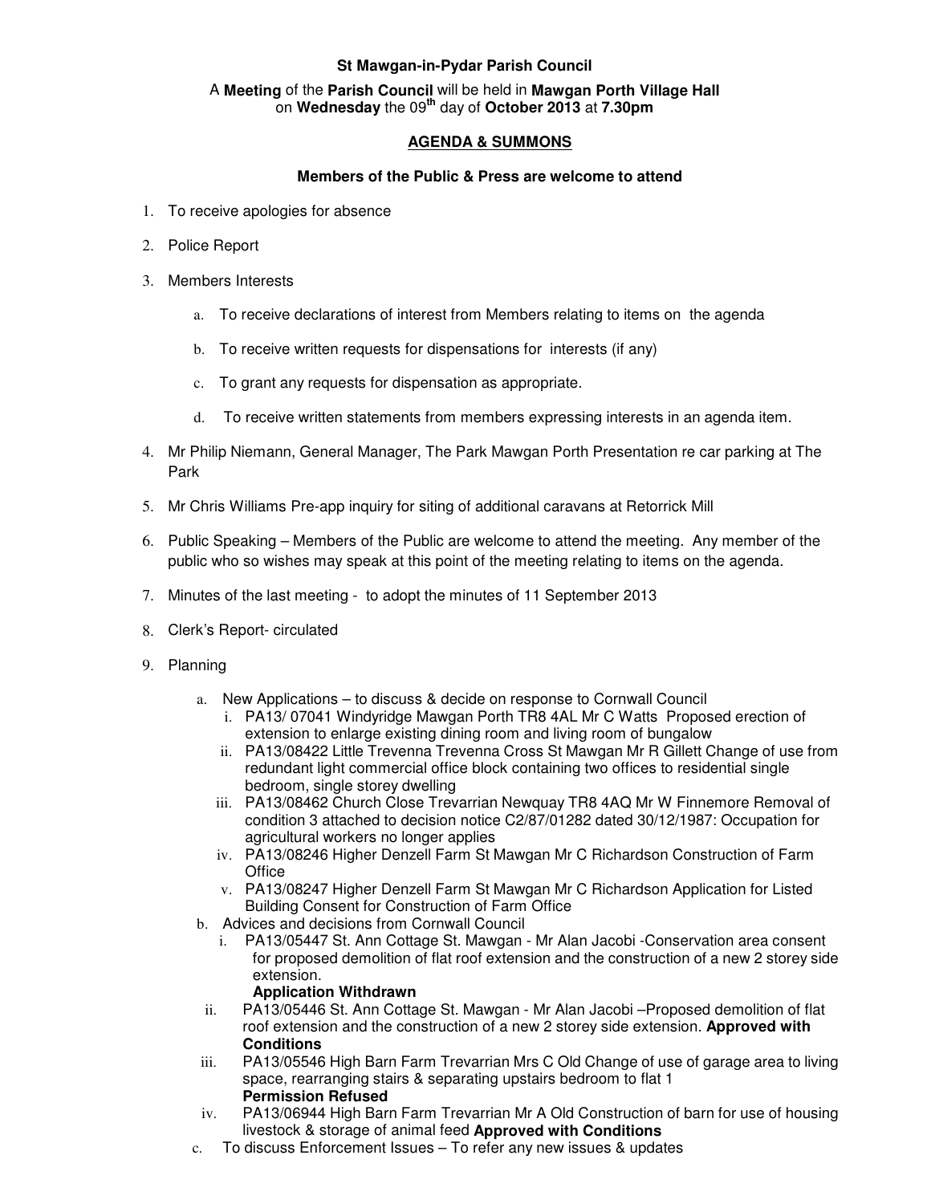**St Mawgan-in-Pydar Parish Council**

A **Meeting** of the **Parish Council** will be held in **Mawgan Porth Village Hall** on **Wednesday** the 09th day of **October 2013** at **7.30pm**

**AGENDA & SUMMONS**

**Members of the Public & Press are welcome to attend**

1. To receive apologies for absence
2. Police Report
3. Members Interests
   a. To receive declarations of interest from Members relating to items on the agenda
   b. To receive written requests for dispensations for interests (if any)
   c. To grant any requests for dispensation as appropriate.
   d. To receive written statements from members expressing interests in an agenda item.
4. Mr Philip Niemann, General Manager, The Park Mawgan Porth Presentation re car parking at The Park
5. Mr Chris Williams Pre-app inquiry for siting of additional caravans at Retorrick Mill
6. Public Speaking – Members of the Public are welcome to attend the meeting. Any member of the public who so wishes may speak at this point of the meeting relating to items on the agenda.
7. Minutes of the last meeting - to adopt the minutes of 11 September 2013
8. Clerk's Report- circulated
9. Planning
   a. New Applications – to discuss & decide on response to Cornwall Council
      i. PA13/ 07041 Windyridge Mawgan Porth TR8 4AL Mr C Watts Proposed erection of extension to enlarge existing dining room and living room of bungalow
      ii. PA13/08422 Little Trevenna Trevenna Cross St Mawgan Mr R Gillett Change of use from redundant light commercial office block containing two offices to residential single bedroom, single storey dwelling
      iii. PA13/08462 Church Close Trevarrian Newquay TR8 4AQ Mr W Finnemore Removal of condition 3 attached to decision notice C2/87/01282 dated 30/12/1987: Occupation for agricultural workers no longer applies
      iv. PA13/08246 Higher Denzell Farm St Mawgan Mr C Richardson Construction of Farm Office
      v. PA13/08247 Higher Denzell Farm St Mawgan Mr C Richardson Application for Listed Building Consent for Construction of Farm Office
   b. Advices and decisions from Cornwall Council
      i. PA13/05447 St. Ann Cottage St. Mawgan - Mr Alan Jacobi -Conservation area consent for proposed demolition of flat roof extension and the construction of a new 2 storey side extension.
         **Application Withdrawn**
      ii. PA13/05446 St. Ann Cottage St. Mawgan - Mr Alan Jacobi –Proposed demolition of flat roof extension and the construction of a new 2 storey side extension. **Approved with Conditions**
      iii. PA13/05546 High Barn Farm Trevarrian Mrs C Old Change of use of garage area to living space, rearranging stairs & separating upstairs bedroom to flat 1
         **Permission Refused**
      iv. PA13/06944 High Barn Farm Trevarrian Mr A Old Construction of barn for use of housing livestock & storage of animal feed **Approved with Conditions**
   c. To discuss Enforcement Issues – To refer any new issues & updates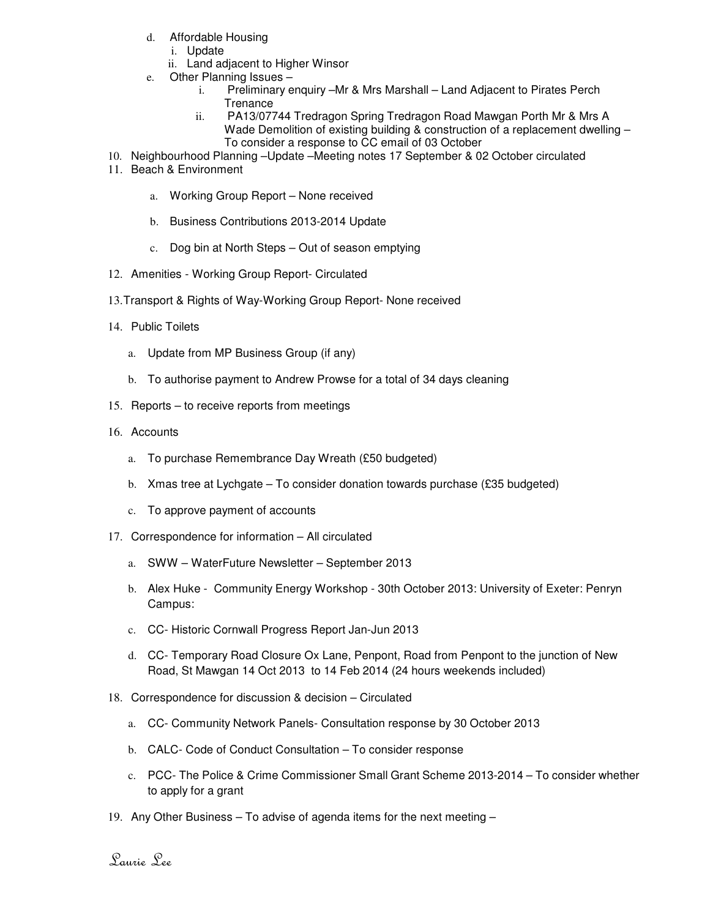d. Affordable Housing
   i. Update
   ii. Land adjacent to Higher Winsor
e. Other Planning Issues –
   i. Preliminary enquiry –Mr & Mrs Marshall – Land Adjacent to Pirates Perch Trenance
   ii. PA13/07744 Tredragon Spring Tredragon Road Mawgan Porth Mr & Mrs A Wade Demolition of existing building & construction of a replacement dwelling – To consider a response to CC email of 03 October

10. Neighbourhood Planning –Update –Meeting notes 17 September & 02 October circulated
11. Beach & Environment
    a. Working Group Report – None received
    b. Business Contributions 2013-2014 Update
    c. Dog bin at North Steps – Out of season emptying
12. Amenities - Working Group Report- Circulated
13. Transport & Rights of Way-Working Group Report- None received
14. Public Toilets
    a. Update from MP Business Group (if any)
    b. To authorise payment to Andrew Prowse for a total of 34 days cleaning
15. Reports – to receive reports from meetings
16. Accounts
    a. To purchase Remembrance Day Wreath (£50 budgeted)
    b. Xmas tree at Lychgate – To consider donation towards purchase (£35 budgeted)
    c. To approve payment of accounts
17. Correspondence for information – All circulated
    a. SWW – WaterFuture Newsletter – September 2013
    b. Alex Huke - Community Energy Workshop - 30th October 2013: University of Exeter: Penryn Campus:
    c. CC- Historic Cornwall Progress Report Jan-Jun 2013
    d. CC- Temporary Road Closure Ox Lane, Penpont, Road from Penpont to the junction of New Road, St Mawgan 14 Oct 2013 to 14 Feb 2014 (24 hours weekends included)
18. Correspondence for discussion & decision – Circulated
    a. CC- Community Network Panels- Consultation response by 30 October 2013
    b. CALC- Code of Conduct Consultation – To consider response
    c. PCC- The Police & Crime Commissioner Small Grant Scheme 2013-2014 – To consider whether to apply for a grant
19. Any Other Business – To advise of agenda items for the next meeting –

*Laurie Lee*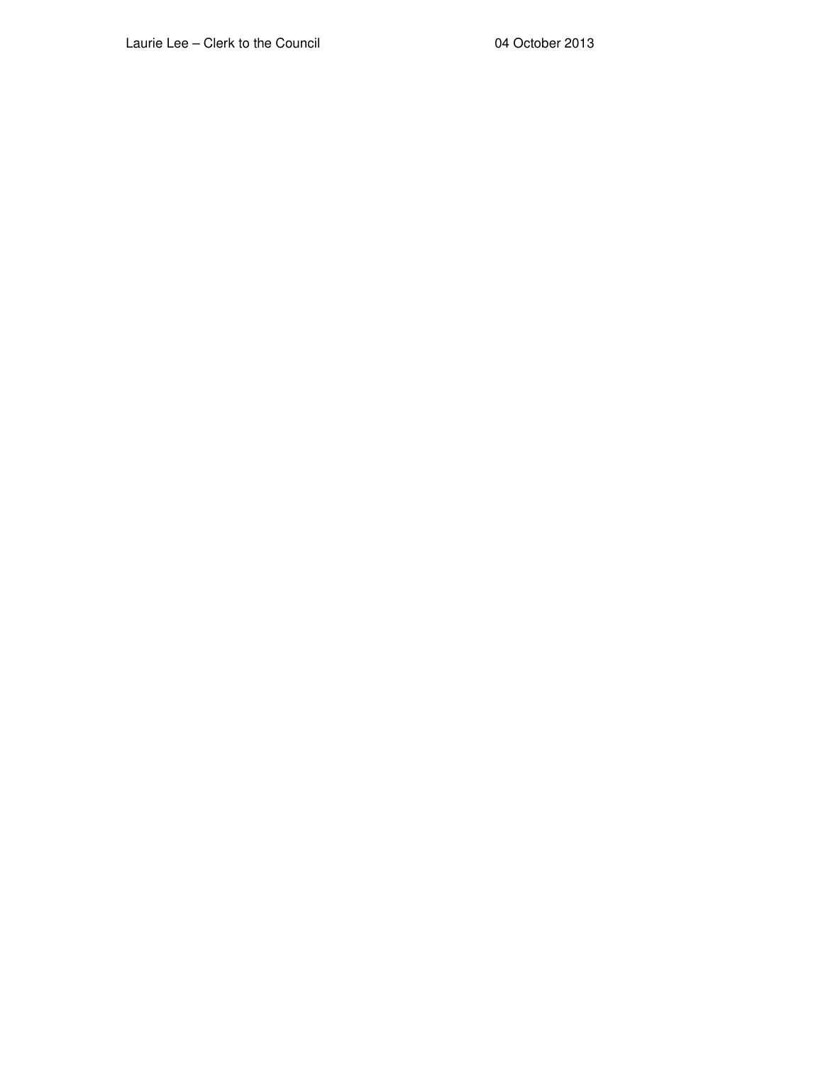Laurie Lee – Clerk to the Council 04 October 2013